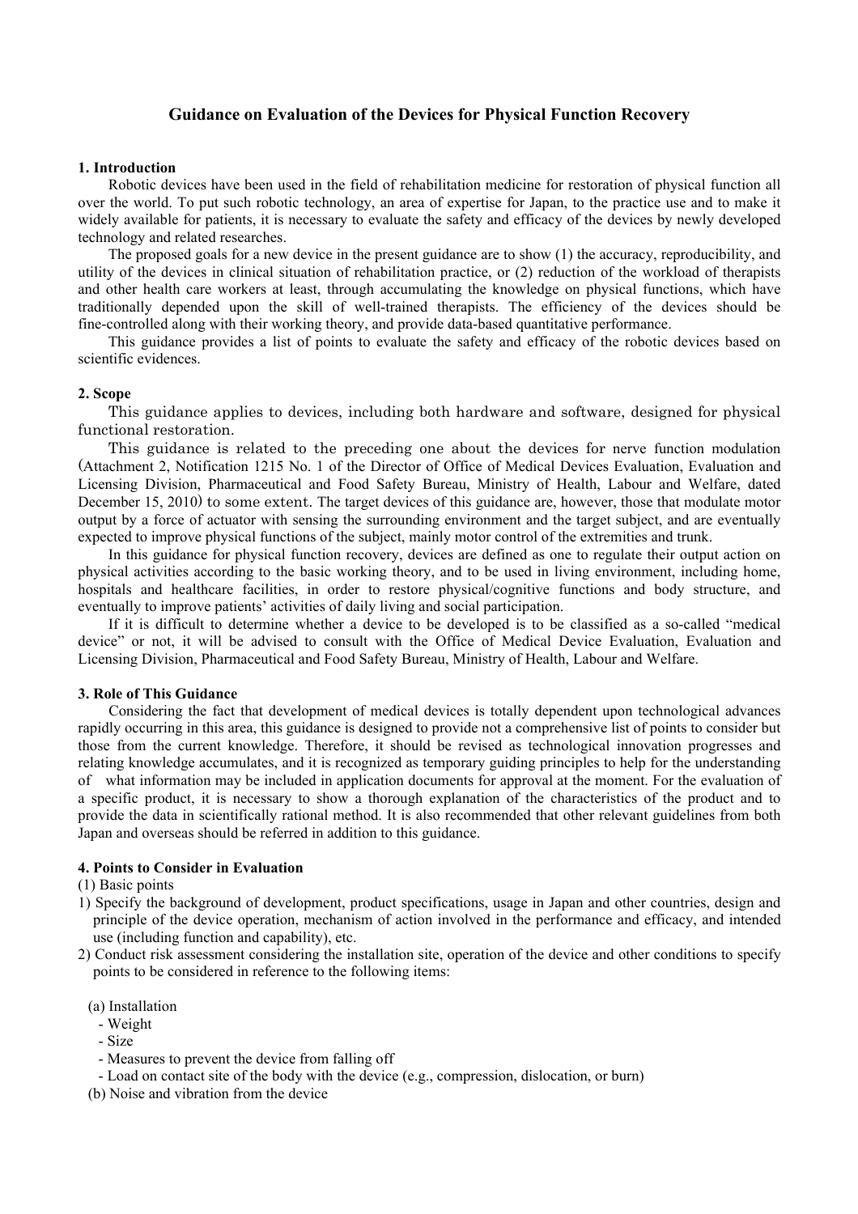# Guidance on Evaluation of the Devices for Physical Function Recovery

## 1. Introduction

Robotic devices have been used in the field of rehabilitation medicine for restoration of physical function all over the world. To put such robotic technology, an area of expertise for Japan, to the practice use and to make it widely available for patients, it is necessary to evaluate the safety and efficacy of the devices by newly developed technology and related researches.

The proposed goals for a new device in the present guidance are to show (1) the accuracy, reproducibility, and utility of the devices in clinical situation of rehabilitation practice, or (2) reduction of the workload of therapists and other health care workers at least, through accumulating the knowledge on physical functions, which have traditionally depended upon the skill of well-trained therapists. The efficiency of the devices should be fine-controlled along with their working theory, and provide data-based quantitative performance.

This guidance provides a list of points to evaluate the safety and efficacy of the robotic devices based on scientific evidences.

## 2. Scope

This guidance applies to devices, including both hardware and software, designed for physical functional restoration.

This guidance is related to the preceding one about the devices for nerve function modulation (Attachment 2, Notification 1215 No. 1 of the Director of Office of Medical Devices Evaluation, Evaluation and Licensing Division, Pharmaceutical and Food Safety Bureau, Ministry of Health, Labour and Welfare, dated December 15, 2010) to some extent. The target devices of this guidance are, however, those that modulate motor output by a force of actuator with sensing the surrounding environment and the target subject, and are eventually expected to improve physical functions of the subject, mainly motor control of the extremities and trunk.

In this guidance for physical function recovery, devices are defined as one to regulate their output action on physical activities according to the basic working theory, and to be used in living environment, including home, hospitals and healthcare facilities, in order to restore physical/cognitive functions and body structure, and eventually to improve patients' activities of daily living and social participation.

If it is difficult to determine whether a device to be developed is to be classified as a so-called "medical device" or not, it will be advised to consult with the Office of Medical Device Evaluation, Evaluation and Licensing Division, Pharmaceutical and Food Safety Bureau, Ministry of Health, Labour and Welfare.

## 3. Role of This Guidance

Considering the fact that development of medical devices is totally dependent upon technological advances rapidly occurring in this area, this guidance is designed to provide not a comprehensive list of points to consider but those from the current knowledge. Therefore, it should be revised as technological innovation progresses and relating knowledge accumulates, and it is recognized as temporary guiding principles to help for the understanding of what information may be included in application documents for approval at the moment. For the evaluation of a specific product, it is necessary to show a thorough explanation of the characteristics of the product and to provide the data in scientifically rational method. It is also recommended that other relevant guidelines from both Japan and overseas should be referred in addition to this guidance.

## 4. Points to Consider in Evaluation

(1) Basic points

1) Specify the background of development, product specifications, usage in Japan and other countries, design and principle of the device operation, mechanism of action involved in the performance and efficacy, and intended use (including function and capability), etc.
2) Conduct risk assessment considering the installation site, operation of the device and other conditions to specify points to be considered in reference to the following items:

(a) Installation
- Weight
- Size
- Measures to prevent the device from falling off
- Load on contact site of the body with the device (e.g., compression, dislocation, or burn)

(b) Noise and vibration from the device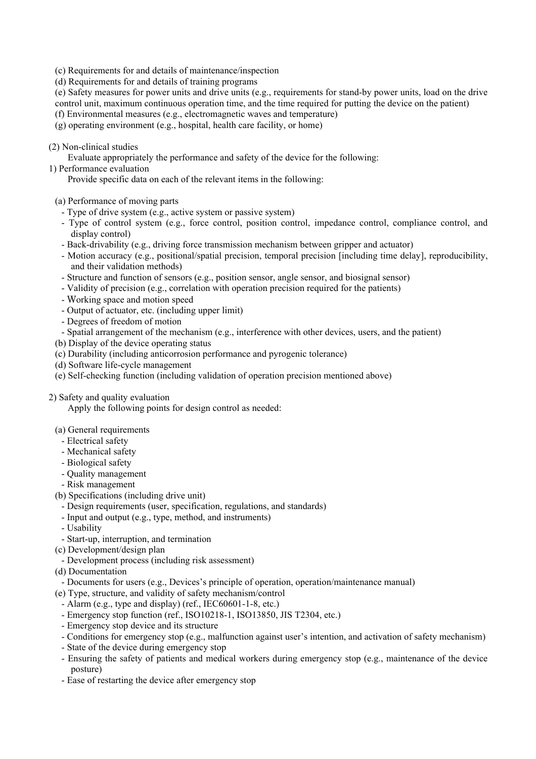(c) Requirements for and details of maintenance/inspection

(d) Requirements for and details of training programs

(e) Safety measures for power units and drive units (e.g., requirements for stand-by power units, load on the drive control unit, maximum continuous operation time, and the time required for putting the device on the patient)

(f) Environmental measures (e.g., electromagnetic waves and temperature)

(g) operating environment (e.g., hospital, health care facility, or home)

(2) Non-clinical studies

Evaluate appropriately the performance and safety of the device for the following:

1) Performance evaluation

Provide specific data on each of the relevant items in the following:

(a) Performance of moving parts

- Type of drive system (e.g., active system or passive system)
- Type of control system (e.g., force control, position control, impedance control, compliance control, and display control)
- Back-drivability (e.g., driving force transmission mechanism between gripper and actuator)
- Motion accuracy (e.g., positional/spatial precision, temporal precision [including time delay], reproducibility, and their validation methods)
- Structure and function of sensors (e.g., position sensor, angle sensor, and biosignal sensor)
- Validity of precision (e.g., correlation with operation precision required for the patients)
- Working space and motion speed
- Output of actuator, etc. (including upper limit)
- Degrees of freedom of motion
- Spatial arrangement of the mechanism (e.g., interference with other devices, users, and the patient)

(b) Display of the device operating status

(c) Durability (including anticorrosion performance and pyrogenic tolerance)

(d) Software life-cycle management

(e) Self-checking function (including validation of operation precision mentioned above)

2) Safety and quality evaluation

Apply the following points for design control as needed:

(a) General requirements

- Electrical safety
- Mechanical safety
- Biological safety
- Quality management
- Risk management

(b) Specifications (including drive unit)

- Design requirements (user, specification, regulations, and standards)
- Input and output (e.g., type, method, and instruments)
- Usability
- Start-up, interruption, and termination

(c) Development/design plan

- Development process (including risk assessment)

(d) Documentation

- Documents for users (e.g., Devices's principle of operation, operation/maintenance manual)

(e) Type, structure, and validity of safety mechanism/control

- Alarm (e.g., type and display) (ref., IEC60601-1-8, etc.)
- Emergency stop function (ref., ISO10218-1, ISO13850, JIS T2304, etc.)
- Emergency stop device and its structure
- Conditions for emergency stop (e.g., malfunction against user's intention, and activation of safety mechanism)
- State of the device during emergency stop
- Ensuring the safety of patients and medical workers during emergency stop (e.g., maintenance of the device posture)
- Ease of restarting the device after emergency stop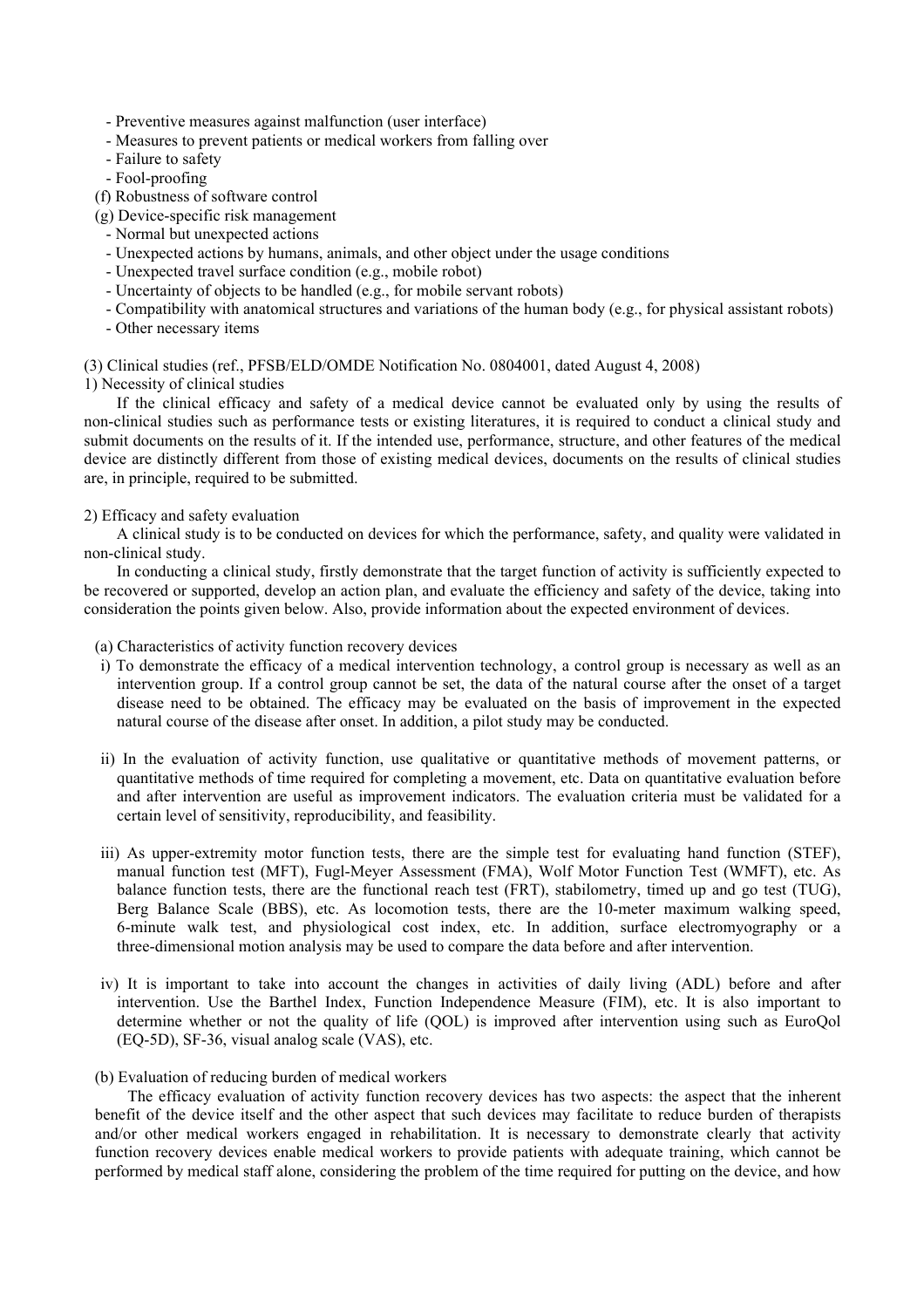- Preventive measures against malfunction (user interface)
- Measures to prevent patients or medical workers from falling over
- Failure to safety
- Fool-proofing

(f) Robustness of software control

(g) Device-specific risk management

- Normal but unexpected actions
- Unexpected actions by humans, animals, and other object under the usage conditions
- Unexpected travel surface condition (e.g., mobile robot)
- Uncertainty of objects to be handled (e.g., for mobile servant robots)
- Compatibility with anatomical structures and variations of the human body (e.g., for physical assistant robots)
- Other necessary items

(3) Clinical studies (ref., PFSB/ELD/OMDE Notification No. 0804001, dated August 4, 2008)

1) Necessity of clinical studies

If the clinical efficacy and safety of a medical device cannot be evaluated only by using the results of non-clinical studies such as performance tests or existing literatures, it is required to conduct a clinical study and submit documents on the results of it. If the intended use, performance, structure, and other features of the medical device are distinctly different from those of existing medical devices, documents on the results of clinical studies are, in principle, required to be submitted.

2) Efficacy and safety evaluation

A clinical study is to be conducted on devices for which the performance, safety, and quality were validated in non-clinical study.

In conducting a clinical study, firstly demonstrate that the target function of activity is sufficiently expected to be recovered or supported, develop an action plan, and evaluate the efficiency and safety of the device, taking into consideration the points given below. Also, provide information about the expected environment of devices.

(a) Characteristics of activity function recovery devices

i) To demonstrate the efficacy of a medical intervention technology, a control group is necessary as well as an intervention group. If a control group cannot be set, the data of the natural course after the onset of a target disease need to be obtained. The efficacy may be evaluated on the basis of improvement in the expected natural course of the disease after onset. In addition, a pilot study may be conducted.

ii) In the evaluation of activity function, use qualitative or quantitative methods of movement patterns, or quantitative methods of time required for completing a movement, etc. Data on quantitative evaluation before and after intervention are useful as improvement indicators. The evaluation criteria must be validated for a certain level of sensitivity, reproducibility, and feasibility.

iii) As upper-extremity motor function tests, there are the simple test for evaluating hand function (STEF), manual function test (MFT), Fugl-Meyer Assessment (FMA), Wolf Motor Function Test (WMFT), etc. As balance function tests, there are the functional reach test (FRT), stabilometry, timed up and go test (TUG), Berg Balance Scale (BBS), etc. As locomotion tests, there are the 10-meter maximum walking speed, 6-minute walk test, and physiological cost index, etc. In addition, surface electromyography or a three-dimensional motion analysis may be used to compare the data before and after intervention.

iv) It is important to take into account the changes in activities of daily living (ADL) before and after intervention. Use the Barthel Index, Function Independence Measure (FIM), etc. It is also important to determine whether or not the quality of life (QOL) is improved after intervention using such as EuroQol (EQ-5D), SF-36, visual analog scale (VAS), etc.

(b) Evaluation of reducing burden of medical workers

The efficacy evaluation of activity function recovery devices has two aspects: the aspect that the inherent benefit of the device itself and the other aspect that such devices may facilitate to reduce burden of therapists and/or other medical workers engaged in rehabilitation. It is necessary to demonstrate clearly that activity function recovery devices enable medical workers to provide patients with adequate training, which cannot be performed by medical staff alone, considering the problem of the time required for putting on the device, and how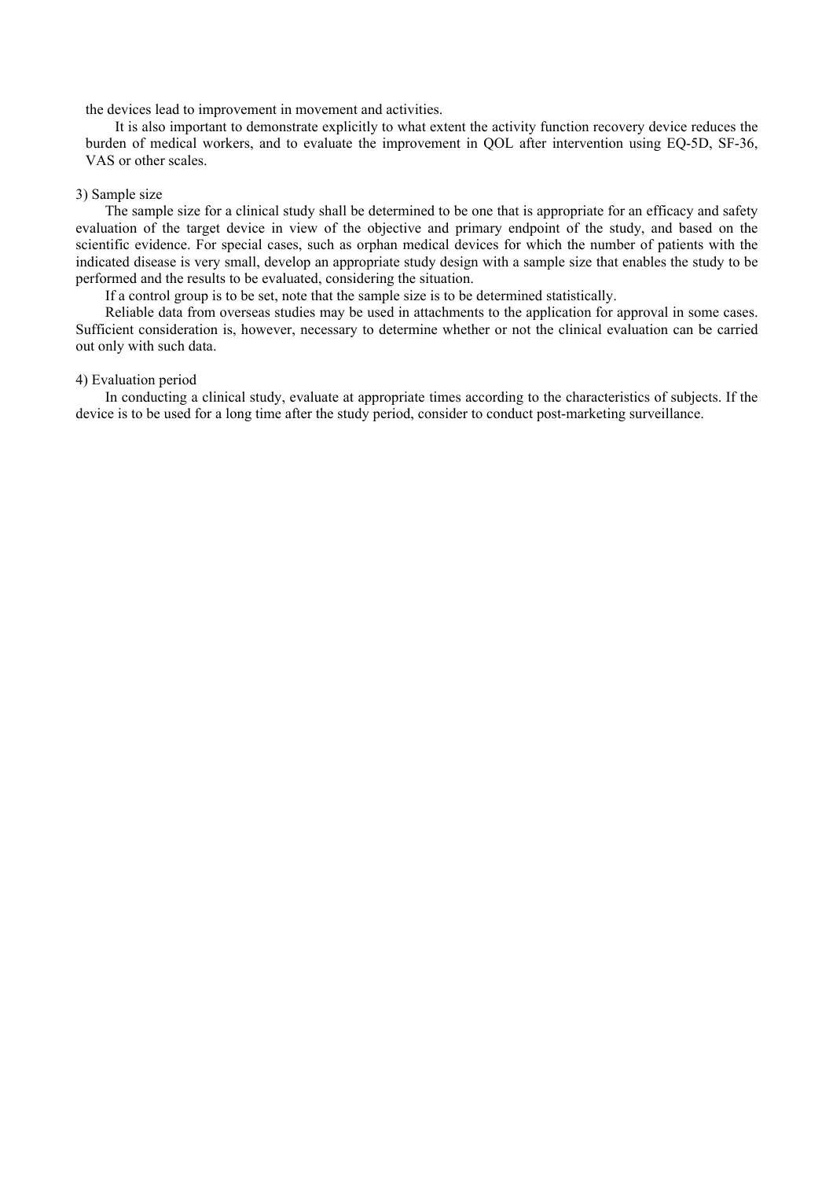the devices lead to improvement in movement and activities.

It is also important to demonstrate explicitly to what extent the activity function recovery device reduces the burden of medical workers, and to evaluate the improvement in QOL after intervention using EQ-5D, SF-36, VAS or other scales.

3) Sample size

The sample size for a clinical study shall be determined to be one that is appropriate for an efficacy and safety evaluation of the target device in view of the objective and primary endpoint of the study, and based on the scientific evidence. For special cases, such as orphan medical devices for which the number of patients with the indicated disease is very small, develop an appropriate study design with a sample size that enables the study to be performed and the results to be evaluated, considering the situation.

If a control group is to be set, note that the sample size is to be determined statistically.

Reliable data from overseas studies may be used in attachments to the application for approval in some cases. Sufficient consideration is, however, necessary to determine whether or not the clinical evaluation can be carried out only with such data.

4) Evaluation period

In conducting a clinical study, evaluate at appropriate times according to the characteristics of subjects. If the device is to be used for a long time after the study period, consider to conduct post-marketing surveillance.